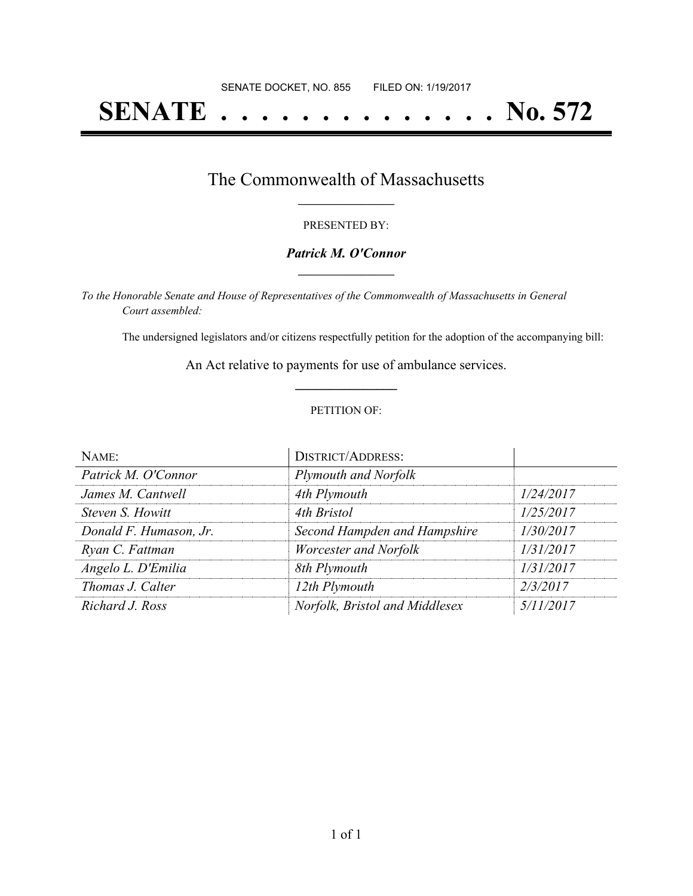SENATE DOCKET, NO. 855 FILED ON: 1/19/2017

# SENATE . . . . . . . . . . . . . . No. 572

## The Commonwealth of Massachusetts

PRESENTED BY:

***Patrick M. O'Connor***

*To the Honorable Senate and House of Representatives of the Commonwealth of Massachusetts in General Court assembled:*

The undersigned legislators and/or citizens respectfully petition for the adoption of the accompanying bill:

An Act relative to payments for use of ambulance services.

PETITION OF:

| NAME: | DISTRICT/ADDRESS: | |
|---|---|---|
| *Patrick M. O'Connor* | *Plymouth and Norfolk* | |
| *James M. Cantwell* | *4th Plymouth* | *1/24/2017* |
| *Steven S. Howitt* | *4th Bristol* | *1/25/2017* |
| *Donald F. Humason, Jr.* | *Second Hampden and Hampshire* | *1/30/2017* |
| *Ryan C. Fattman* | *Worcester and Norfolk* | *1/31/2017* |
| *Angelo L. D'Emilia* | *8th Plymouth* | *1/31/2017* |
| *Thomas J. Calter* | *12th Plymouth* | *2/3/2017* |
| *Richard J. Ross* | *Norfolk, Bristol and Middlesex* | *5/11/2017* |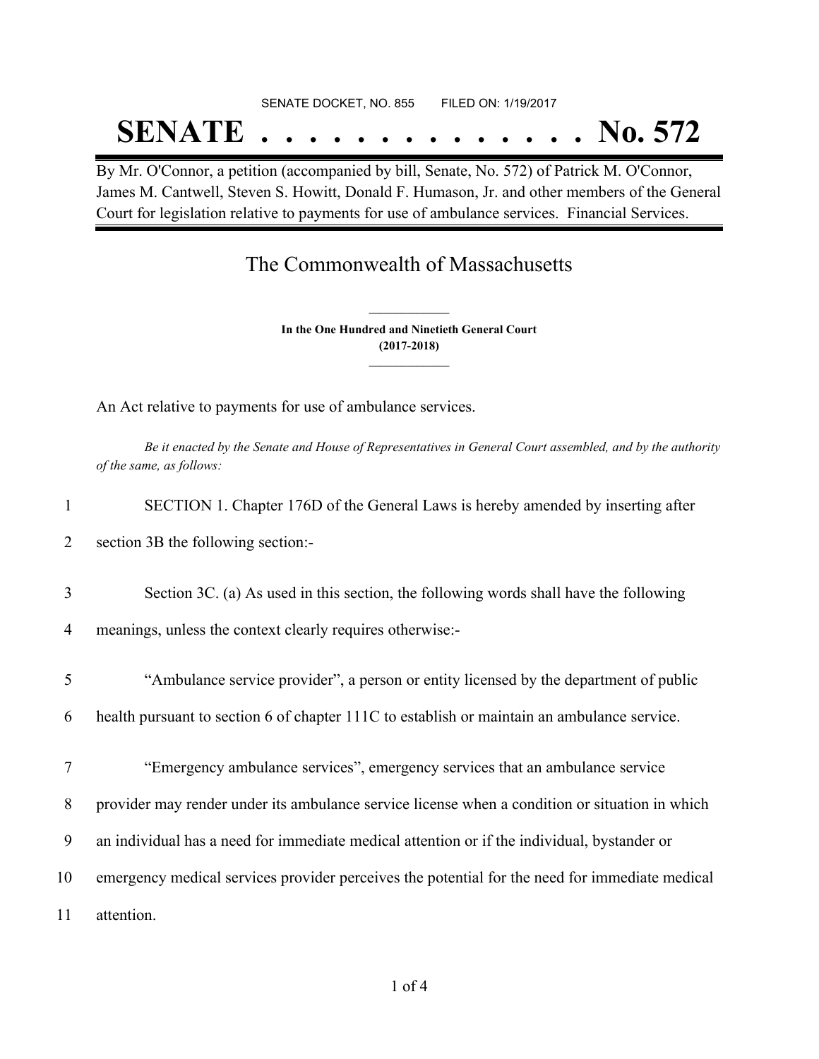SENATE DOCKET, NO. 855 FILED ON: 1/19/2017

# SENATE . . . . . . . . . . . . . . No. 572

By Mr. O'Connor, a petition (accompanied by bill, Senate, No. 572) of Patrick M. O'Connor, James M. Cantwell, Steven S. Howitt, Donald F. Humason, Jr. and other members of the General Court for legislation relative to payments for use of ambulance services. Financial Services.

## The Commonwealth of Massachusetts

**In the One Hundred and Ninetieth General Court**
**(2017-2018)**

An Act relative to payments for use of ambulance services.

*Be it enacted by the Senate and House of Representatives in General Court assembled, and by the authority of the same, as follows:*

1 SECTION 1. Chapter 176D of the General Laws is hereby amended by inserting after
2 section 3B the following section:-

3 Section 3C. (a) As used in this section, the following words shall have the following
4 meanings, unless the context clearly requires otherwise:-

5 "Ambulance service provider", a person or entity licensed by the department of public
6 health pursuant to section 6 of chapter 111C to establish or maintain an ambulance service.

7 "Emergency ambulance services", emergency services that an ambulance service
8 provider may render under its ambulance service license when a condition or situation in which
9 an individual has a need for immediate medical attention or if the individual, bystander or
10 emergency medical services provider perceives the potential for the need for immediate medical
11 attention.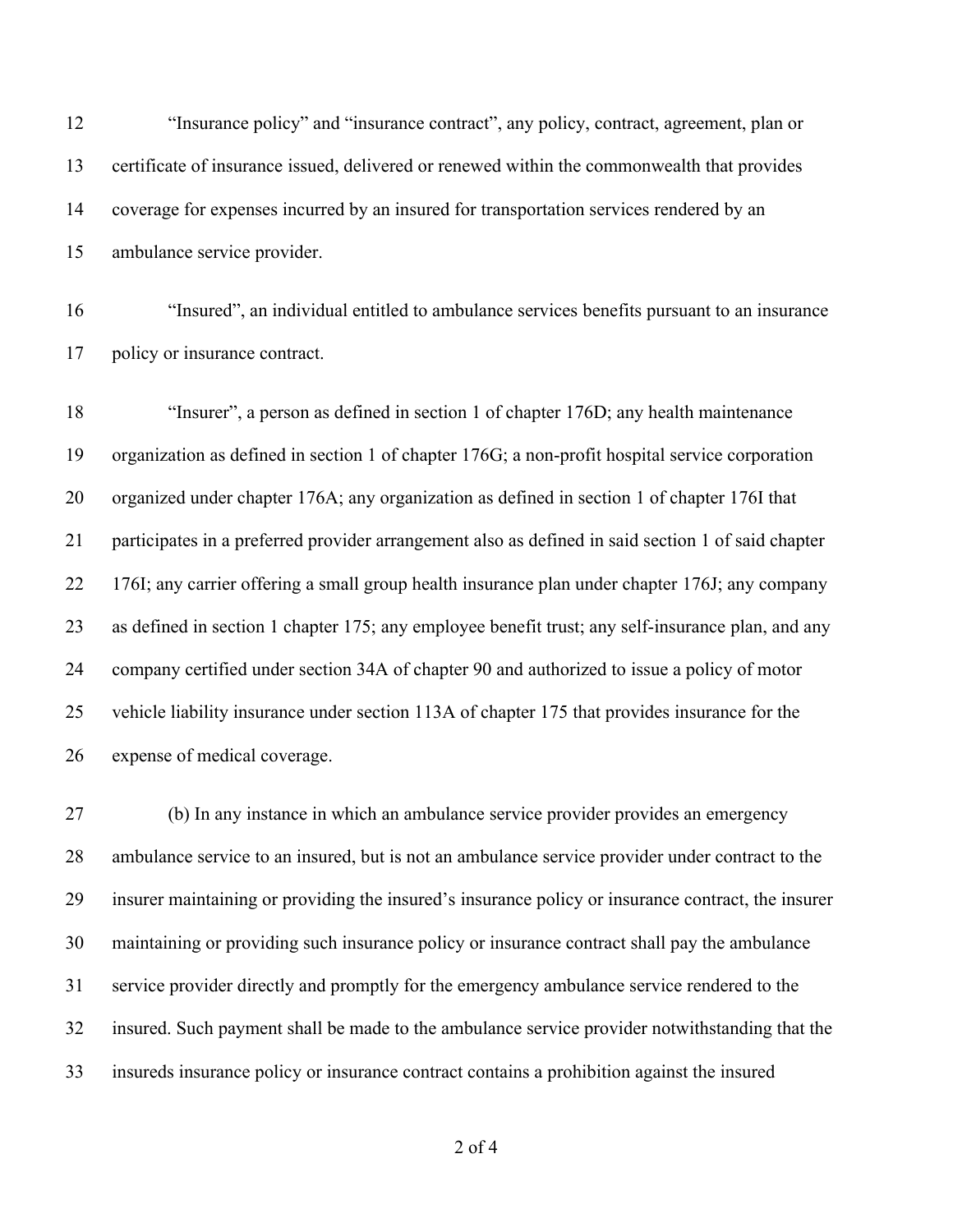"Insurance policy" and "insurance contract", any policy, contract, agreement, plan or certificate of insurance issued, delivered or renewed within the commonwealth that provides coverage for expenses incurred by an insured for transportation services rendered by an ambulance service provider.

"Insured", an individual entitled to ambulance services benefits pursuant to an insurance policy or insurance contract.

"Insurer", a person as defined in section 1 of chapter 176D; any health maintenance organization as defined in section 1 of chapter 176G; a non-profit hospital service corporation organized under chapter 176A; any organization as defined in section 1 of chapter 176I that participates in a preferred provider arrangement also as defined in said section 1 of said chapter 176I; any carrier offering a small group health insurance plan under chapter 176J; any company as defined in section 1 chapter 175; any employee benefit trust; any self-insurance plan, and any company certified under section 34A of chapter 90 and authorized to issue a policy of motor vehicle liability insurance under section 113A of chapter 175 that provides insurance for the expense of medical coverage.

(b) In any instance in which an ambulance service provider provides an emergency ambulance service to an insured, but is not an ambulance service provider under contract to the insurer maintaining or providing the insured's insurance policy or insurance contract, the insurer maintaining or providing such insurance policy or insurance contract shall pay the ambulance service provider directly and promptly for the emergency ambulance service rendered to the insured. Such payment shall be made to the ambulance service provider notwithstanding that the insureds insurance policy or insurance contract contains a prohibition against the insured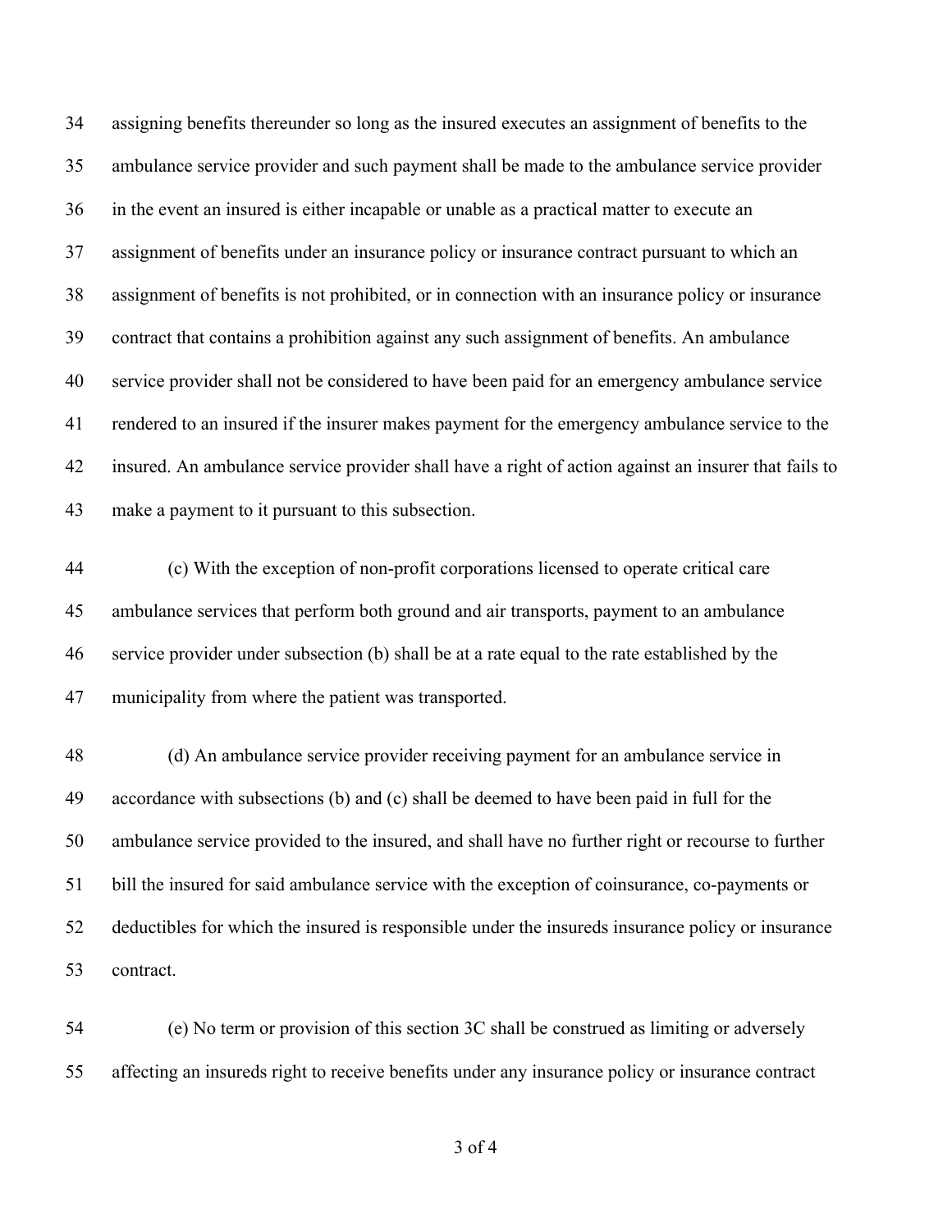assigning benefits thereunder so long as the insured executes an assignment of benefits to the ambulance service provider and such payment shall be made to the ambulance service provider in the event an insured is either incapable or unable as a practical matter to execute an assignment of benefits under an insurance policy or insurance contract pursuant to which an assignment of benefits is not prohibited, or in connection with an insurance policy or insurance contract that contains a prohibition against any such assignment of benefits. An ambulance service provider shall not be considered to have been paid for an emergency ambulance service rendered to an insured if the insurer makes payment for the emergency ambulance service to the insured. An ambulance service provider shall have a right of action against an insurer that fails to make a payment to it pursuant to this subsection.

(c) With the exception of non-profit corporations licensed to operate critical care ambulance services that perform both ground and air transports, payment to an ambulance service provider under subsection (b) shall be at a rate equal to the rate established by the municipality from where the patient was transported.

(d) An ambulance service provider receiving payment for an ambulance service in accordance with subsections (b) and (c) shall be deemed to have been paid in full for the ambulance service provided to the insured, and shall have no further right or recourse to further bill the insured for said ambulance service with the exception of coinsurance, co-payments or deductibles for which the insured is responsible under the insureds insurance policy or insurance contract.

(e) No term or provision of this section 3C shall be construed as limiting or adversely affecting an insureds right to receive benefits under any insurance policy or insurance contract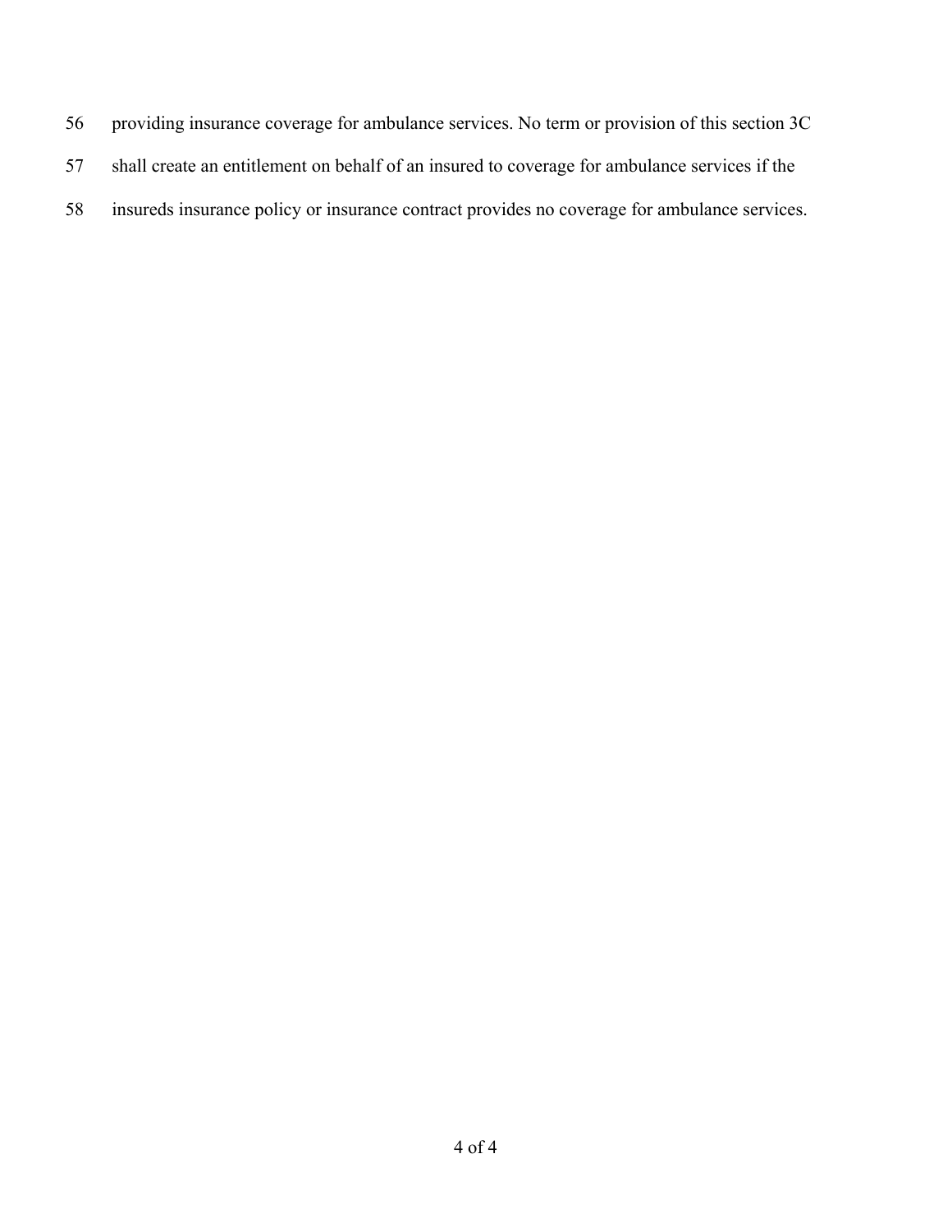providing insurance coverage for ambulance services. No term or provision of this section 3C shall create an entitlement on behalf of an insured to coverage for ambulance services if the insureds insurance policy or insurance contract provides no coverage for ambulance services.